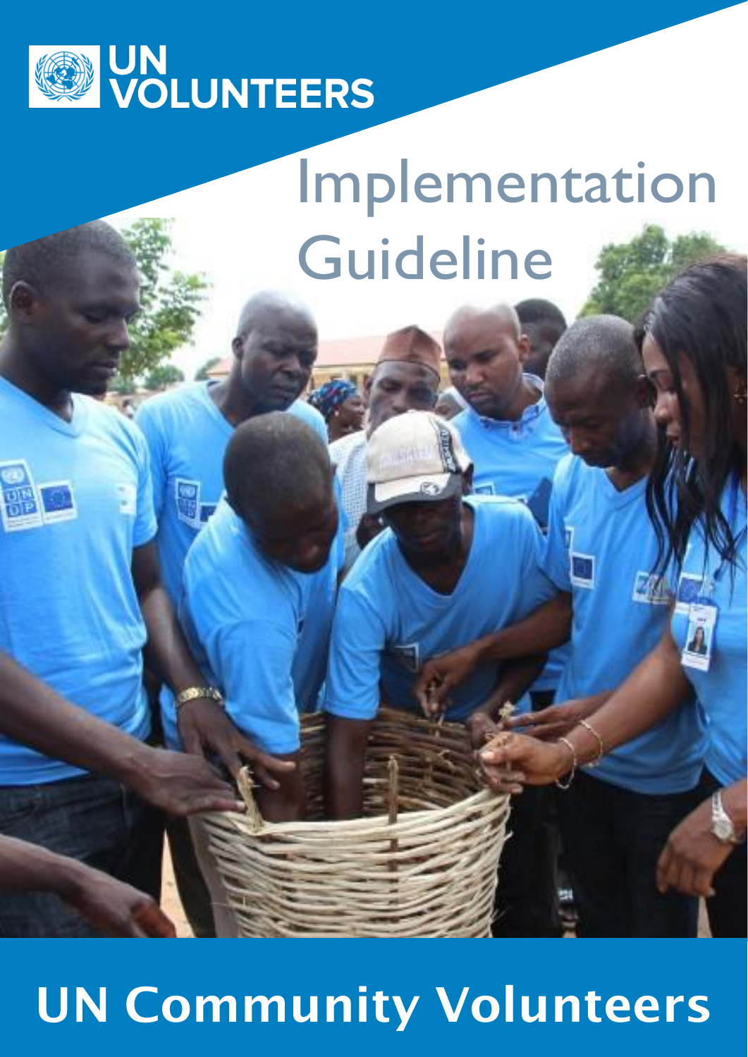UN VOLUNTEERS

# Implementation Guideline

# UN Community Volunteers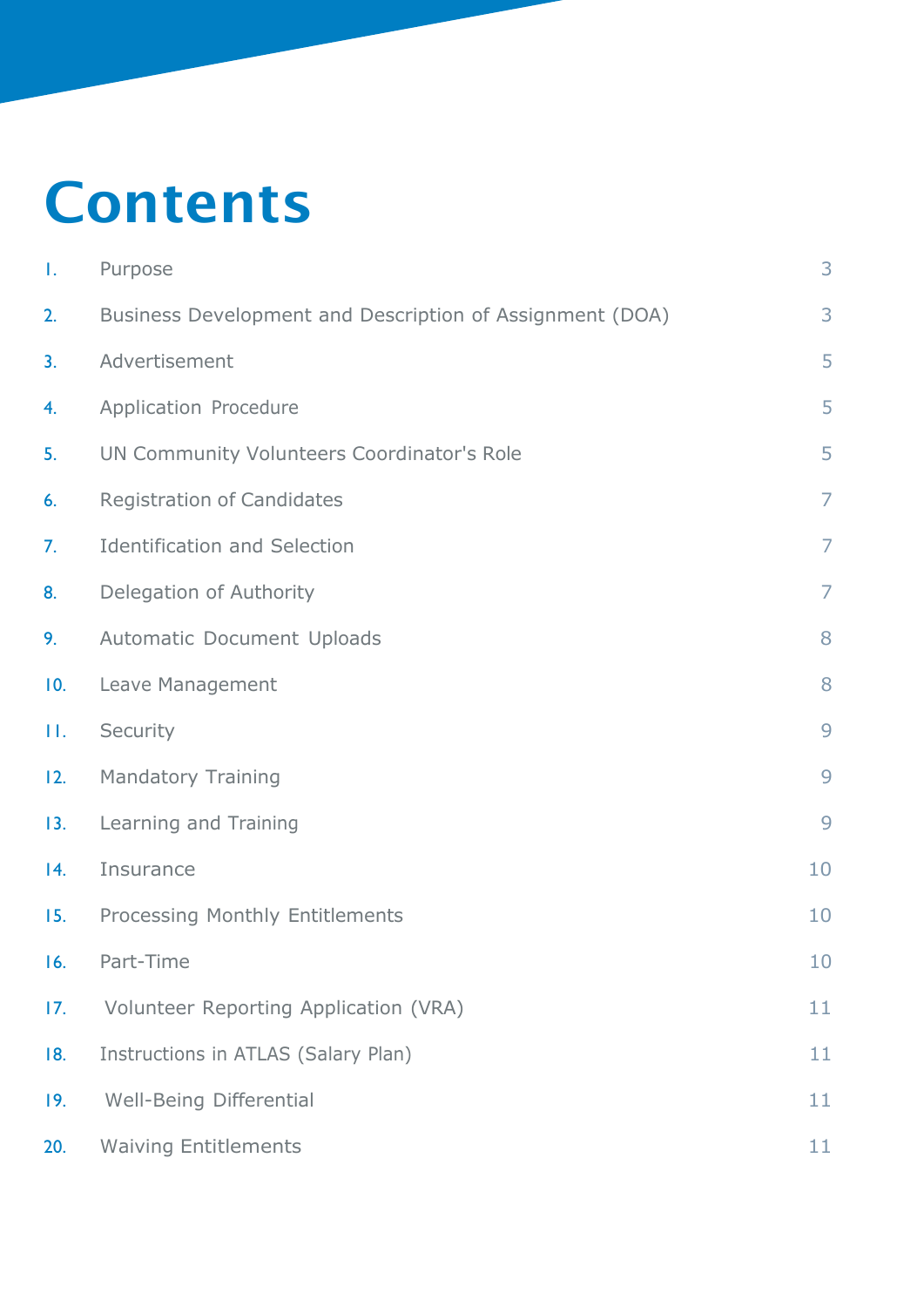# Contents

| | | |
|---|---|---|
| 1. | Purpose | 3 |
| 2. | Business Development and Description of Assignment (DOA) | 3 |
| 3. | Advertisement | 5 |
| 4. | Application Procedure | 5 |
| 5. | UN Community Volunteers Coordinator's Role | 5 |
| 6. | Registration of Candidates | 7 |
| 7. | Identification and Selection | 7 |
| 8. | Delegation of Authority | 7 |
| 9. | Automatic Document Uploads | 8 |
| 10. | Leave Management | 8 |
| 11. | Security | 9 |
| 12. | Mandatory Training | 9 |
| 13. | Learning and Training | 9 |
| 14. | Insurance | 10 |
| 15. | Processing Monthly Entitlements | 10 |
| 16. | Part-Time | 10 |
| 17. | Volunteer Reporting Application (VRA) | 11 |
| 18. | Instructions in ATLAS (Salary Plan) | 11 |
| 19. | Well-Being Differential | 11 |
| 20. | Waiving Entitlements | 11 |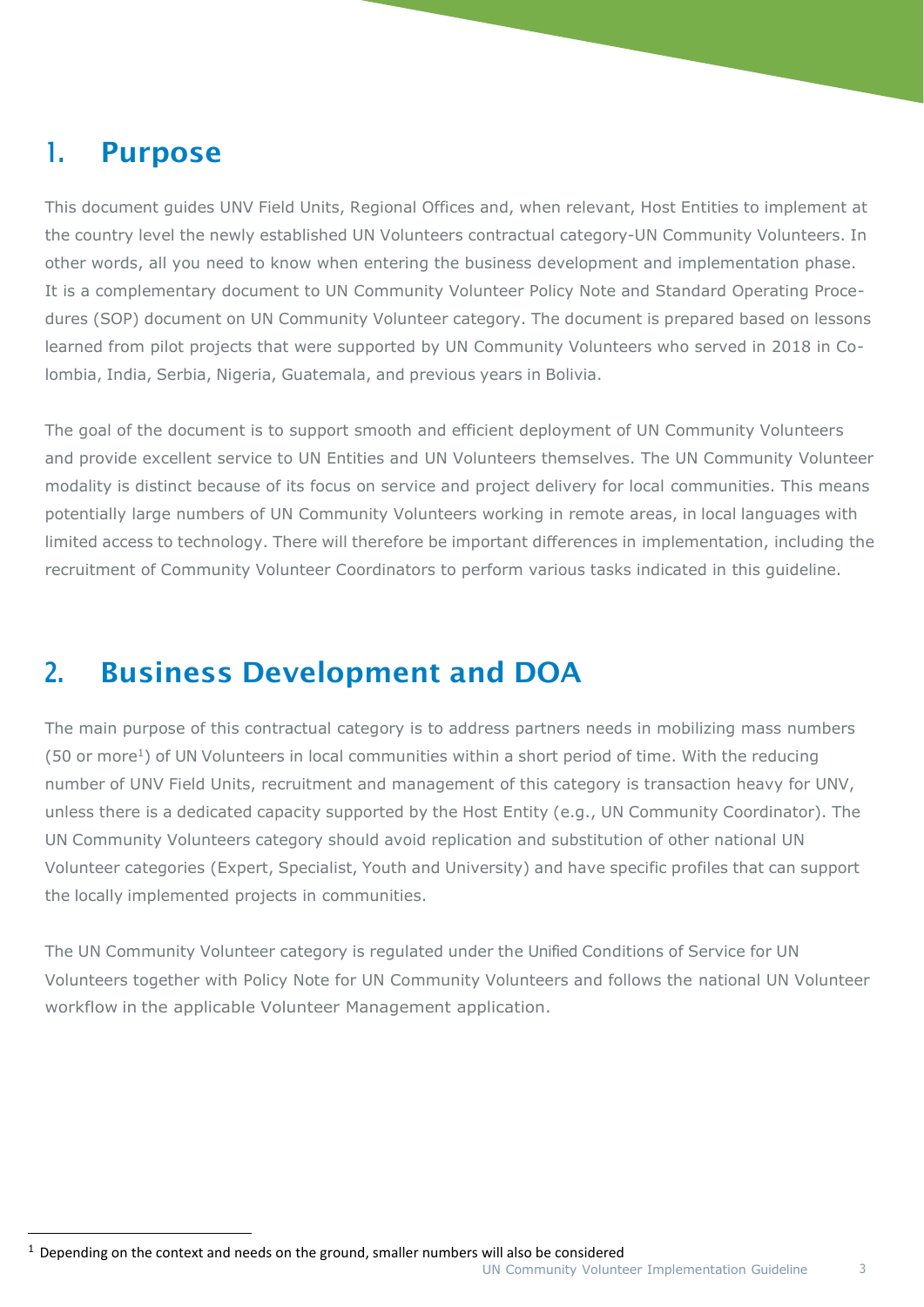## 1. Purpose

This document guides UNV Field Units, Regional Offices and, when relevant, Host Entities to implement at the country level the newly established UN Volunteers contractual category-UN Community Volunteers. In other words, all you need to know when entering the business development and implementation phase. It is a complementary document to UN Community Volunteer Policy Note and Standard Operating Procedures (SOP) document on UN Community Volunteer category. The document is prepared based on lessons learned from pilot projects that were supported by UN Community Volunteers who served in 2018 in Colombia, India, Serbia, Nigeria, Guatemala, and previous years in Bolivia.

The goal of the document is to support smooth and efficient deployment of UN Community Volunteers and provide excellent service to UN Entities and UN Volunteers themselves. The UN Community Volunteer modality is distinct because of its focus on service and project delivery for local communities. This means potentially large numbers of UN Community Volunteers working in remote areas, in local languages with limited access to technology. There will therefore be important differences in implementation, including the recruitment of Community Volunteer Coordinators to perform various tasks indicated in this guideline.

## 2. Business Development and DOA

The main purpose of this contractual category is to address partners needs in mobilizing mass numbers (50 or more[1]) of UN Volunteers in local communities within a short period of time. With the reducing number of UNV Field Units, recruitment and management of this category is transaction heavy for UNV, unless there is a dedicated capacity supported by the Host Entity (e.g., UN Community Coordinator). The UN Community Volunteers category should avoid replication and substitution of other national UN Volunteer categories (Expert, Specialist, Youth and University) and have specific profiles that can support the locally implemented projects in communities.

The UN Community Volunteer category is regulated under the Unified Conditions of Service for UN Volunteers together with Policy Note for UN Community Volunteers and follows the national UN Volunteer workflow in the applicable Volunteer Management application.

[1] Depending on the context and needs on the ground, smaller numbers will also be considered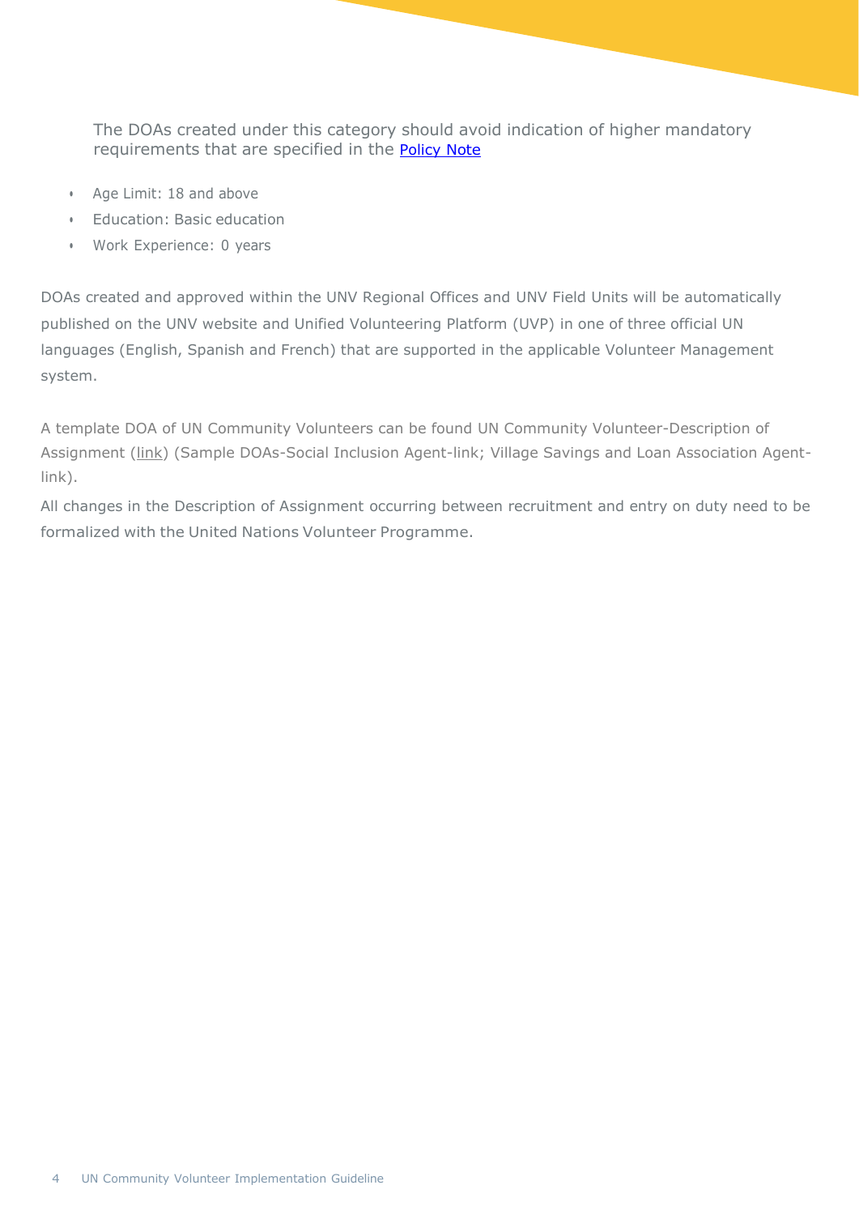The DOAs created under this category should avoid indication of higher mandatory requirements that are specified in the Policy Note

- Age Limit: 18 and above
- Education: Basic education
- Work Experience: 0 years

DOAs created and approved within the UNV Regional Offices and UNV Field Units will be automatically published on the UNV website and Unified Volunteering Platform (UVP) in one of three official UN languages (English, Spanish and French) that are supported in the applicable Volunteer Management system.

A template DOA of UN Community Volunteers can be found UN Community Volunteer-Description of Assignment (link) (Sample DOAs-Social Inclusion Agent-link; Village Savings and Loan Association Agent-link).

All changes in the Description of Assignment occurring between recruitment and entry on duty need to be formalized with the United Nations Volunteer Programme.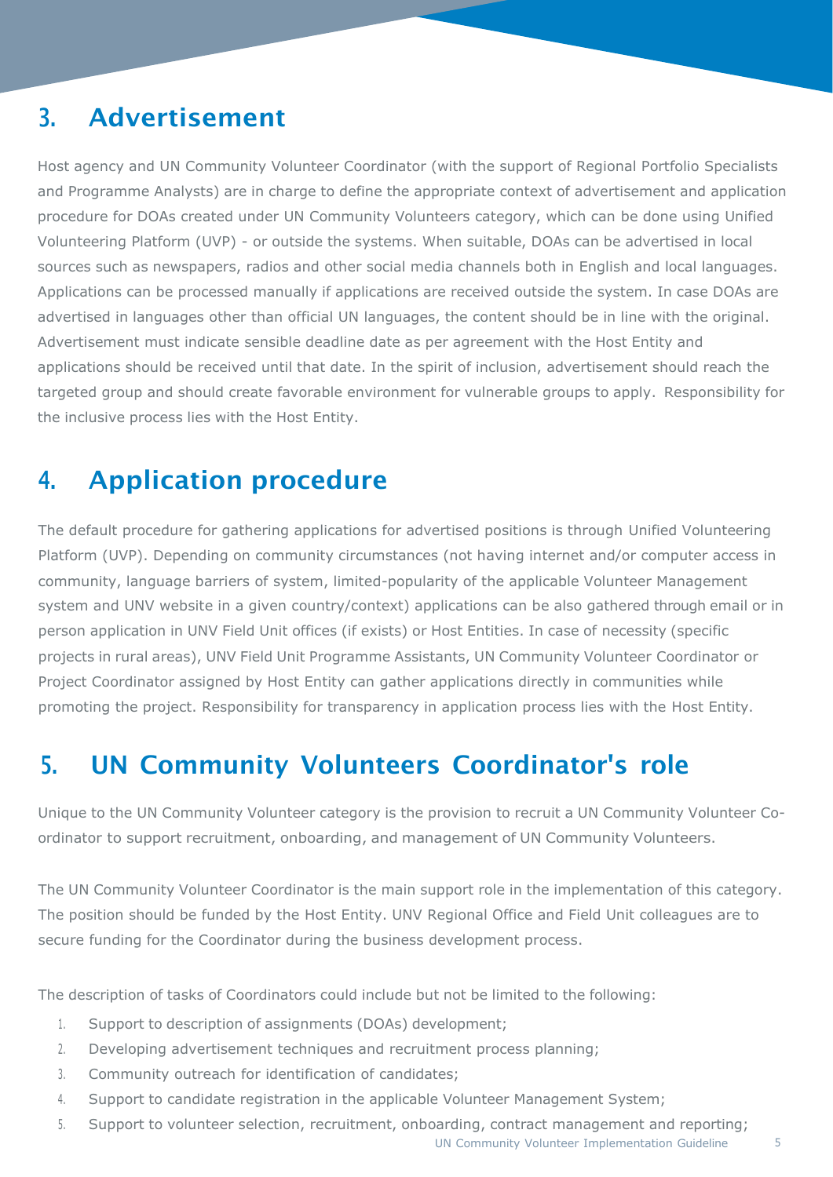## 3. Advertisement

Host agency and UN Community Volunteer Coordinator (with the support of Regional Portfolio Specialists and Programme Analysts) are in charge to define the appropriate context of advertisement and application procedure for DOAs created under UN Community Volunteers category, which can be done using Unified Volunteering Platform (UVP) - or outside the systems. When suitable, DOAs can be advertised in local sources such as newspapers, radios and other social media channels both in English and local languages. Applications can be processed manually if applications are received outside the system. In case DOAs are advertised in languages other than official UN languages, the content should be in line with the original. Advertisement must indicate sensible deadline date as per agreement with the Host Entity and applications should be received until that date. In the spirit of inclusion, advertisement should reach the targeted group and should create favorable environment for vulnerable groups to apply. Responsibility for the inclusive process lies with the Host Entity.

## 4. Application procedure

The default procedure for gathering applications for advertised positions is through Unified Volunteering Platform (UVP). Depending on community circumstances (not having internet and/or computer access in community, language barriers of system, limited-popularity of the applicable Volunteer Management system and UNV website in a given country/context) applications can be also gathered through email or in person application in UNV Field Unit offices (if exists) or Host Entities. In case of necessity (specific projects in rural areas), UNV Field Unit Programme Assistants, UN Community Volunteer Coordinator or Project Coordinator assigned by Host Entity can gather applications directly in communities while promoting the project. Responsibility for transparency in application process lies with the Host Entity.

## 5. UN Community Volunteers Coordinator's role

Unique to the UN Community Volunteer category is the provision to recruit a UN Community Volunteer Co-ordinator to support recruitment, onboarding, and management of UN Community Volunteers.

The UN Community Volunteer Coordinator is the main support role in the implementation of this category. The position should be funded by the Host Entity. UNV Regional Office and Field Unit colleagues are to secure funding for the Coordinator during the business development process.

The description of tasks of Coordinators could include but not be limited to the following:

1. Support to description of assignments (DOAs) development;
2. Developing advertisement techniques and recruitment process planning;
3. Community outreach for identification of candidates;
4. Support to candidate registration in the applicable Volunteer Management System;
5. Support to volunteer selection, recruitment, onboarding, contract management and reporting;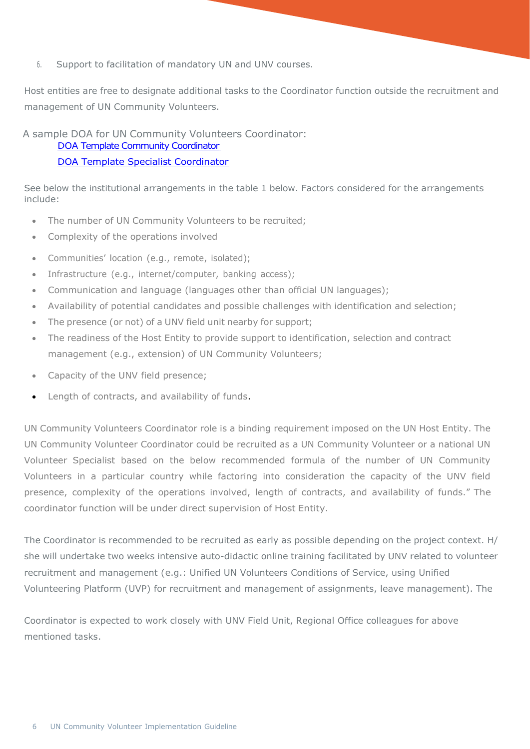6. Support to facilitation of mandatory UN and UNV courses.

Host entities are free to designate additional tasks to the Coordinator function outside the recruitment and management of UN Community Volunteers.

A sample DOA for UN Community Volunteers Coordinator:

[DOA Template Community Coordinator](#)

[DOA Template Specialist Coordinator](#)

See below the institutional arrangements in the table 1 below. Factors considered for the arrangements include:

- The number of UN Community Volunteers to be recruited;
- Complexity of the operations involved
- Communities' location (e.g., remote, isolated);
- Infrastructure (e.g., internet/computer, banking access);
- Communication and language (languages other than official UN languages);
- Availability of potential candidates and possible challenges with identification and selection;
- The presence (or not) of a UNV field unit nearby for support;
- The readiness of the Host Entity to provide support to identification, selection and contract management (e.g., extension) of UN Community Volunteers;
- Capacity of the UNV field presence;
- Length of contracts, and availability of funds.

UN Community Volunteers Coordinator role is a binding requirement imposed on the UN Host Entity. The UN Community Volunteer Coordinator could be recruited as a UN Community Volunteer or a national UN Volunteer Specialist based on the below recommended formula of the number of UN Community Volunteers in a particular country while factoring into consideration the capacity of the UNV field presence, complexity of the operations involved, length of contracts, and availability of funds." The coordinator function will be under direct supervision of Host Entity.

The Coordinator is recommended to be recruited as early as possible depending on the project context. H/she will undertake two weeks intensive auto-didactic online training facilitated by UNV related to volunteer recruitment and management (e.g.: Unified UN Volunteers Conditions of Service, using Unified Volunteering Platform (UVP) for recruitment and management of assignments, leave management). The

Coordinator is expected to work closely with UNV Field Unit, Regional Office colleagues for above mentioned tasks.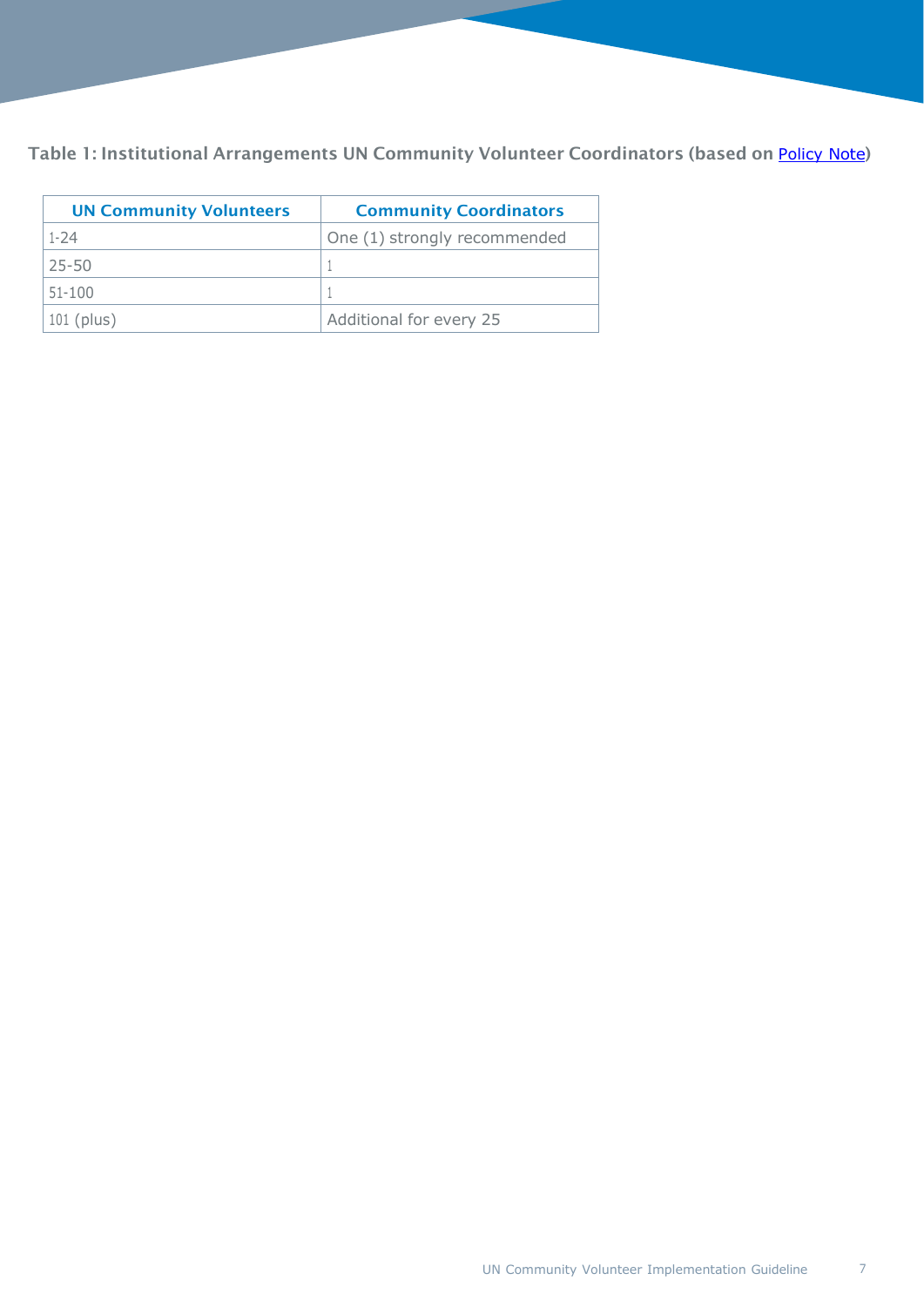**Table 1: Institutional Arrangements UN Community Volunteer Coordinators (based on Policy Note)**

| UN Community Volunteers | Community Coordinators |
| --- | --- |
| 1-24 | One (1) strongly recommended |
| 25-50 | 1 |
| 51-100 | 1 |
| 101 (plus) | Additional for every 25 |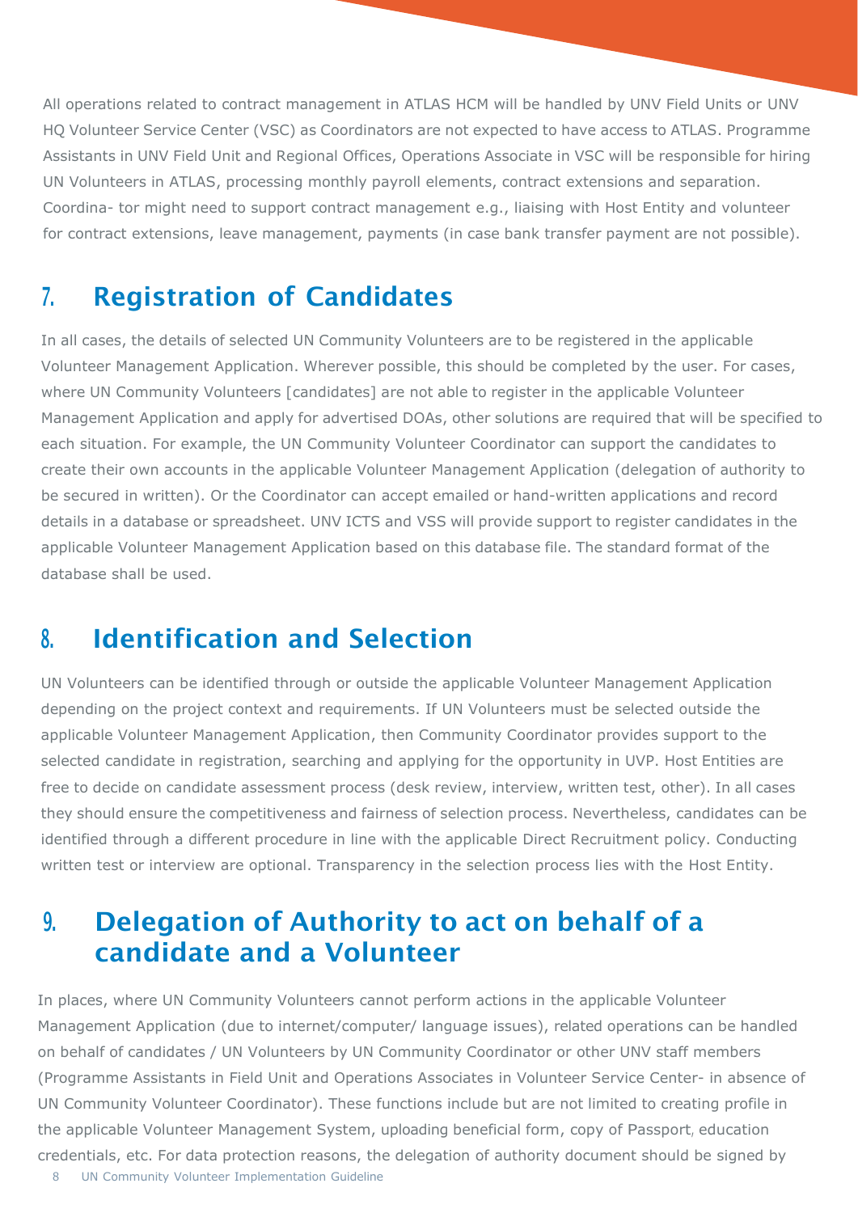All operations related to contract management in ATLAS HCM will be handled by UNV Field Units or UNV HQ Volunteer Service Center (VSC) as Coordinators are not expected to have access to ATLAS. Programme Assistants in UNV Field Unit and Regional Offices, Operations Associate in VSC will be responsible for hiring UN Volunteers in ATLAS, processing monthly payroll elements, contract extensions and separation. Coordina- tor might need to support contract management e.g., liaising with Host Entity and volunteer for contract extensions, leave management, payments (in case bank transfer payment are not possible).

## 7. Registration of Candidates

In all cases, the details of selected UN Community Volunteers are to be registered in the applicable Volunteer Management Application. Wherever possible, this should be completed by the user. For cases, where UN Community Volunteers [candidates] are not able to register in the applicable Volunteer Management Application and apply for advertised DOAs, other solutions are required that will be specified to each situation. For example, the UN Community Volunteer Coordinator can support the candidates to create their own accounts in the applicable Volunteer Management Application (delegation of authority to be secured in written). Or the Coordinator can accept emailed or hand-written applications and record details in a database or spreadsheet. UNV ICTS and VSS will provide support to register candidates in the applicable Volunteer Management Application based on this database file. The standard format of the database shall be used.

## 8. Identification and Selection

UN Volunteers can be identified through or outside the applicable Volunteer Management Application depending on the project context and requirements. If UN Volunteers must be selected outside the applicable Volunteer Management Application, then Community Coordinator provides support to the selected candidate in registration, searching and applying for the opportunity in UVP. Host Entities are free to decide on candidate assessment process (desk review, interview, written test, other). In all cases they should ensure the competitiveness and fairness of selection process. Nevertheless, candidates can be identified through a different procedure in line with the applicable Direct Recruitment policy. Conducting written test or interview are optional. Transparency in the selection process lies with the Host Entity.

## 9. Delegation of Authority to act on behalf of a candidate and a Volunteer

In places, where UN Community Volunteers cannot perform actions in the applicable Volunteer Management Application (due to internet/computer/ language issues), related operations can be handled on behalf of candidates / UN Volunteers by UN Community Coordinator or other UNV staff members (Programme Assistants in Field Unit and Operations Associates in Volunteer Service Center- in absence of UN Community Volunteer Coordinator). These functions include but are not limited to creating profile in the applicable Volunteer Management System, uploading beneficial form, copy of Passport, education credentials, etc. For data protection reasons, the delegation of authority document should be signed by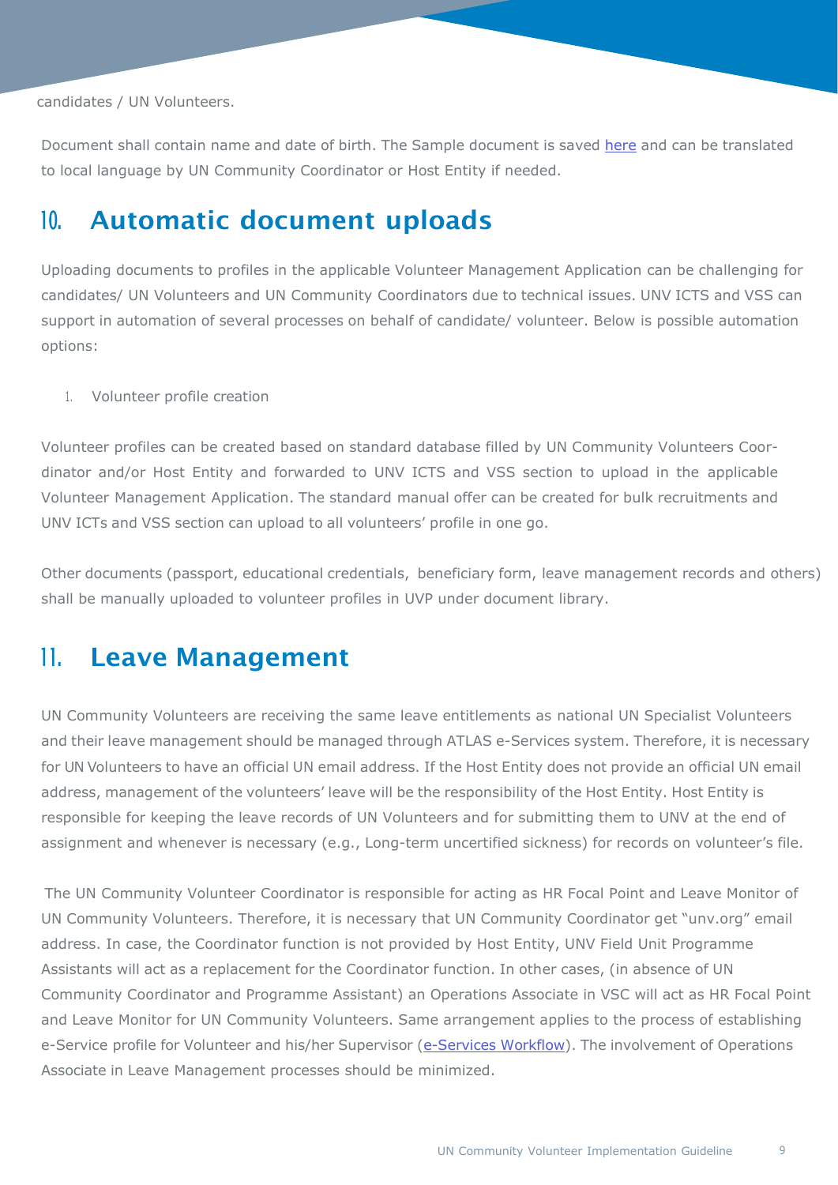candidates / UN Volunteers.

Document shall contain name and date of birth. The Sample document is saved here and can be translated to local language by UN Community Coordinator or Host Entity if needed.

## 10. Automatic document uploads

Uploading documents to profiles in the applicable Volunteer Management Application can be challenging for candidates/ UN Volunteers and UN Community Coordinators due to technical issues. UNV ICTS and VSS can support in automation of several processes on behalf of candidate/ volunteer. Below is possible automation options:

1. Volunteer profile creation

Volunteer profiles can be created based on standard database filled by UN Community Volunteers Coordinator and/or Host Entity and forwarded to UNV ICTS and VSS section to upload in the applicable Volunteer Management Application. The standard manual offer can be created for bulk recruitments and UNV ICTs and VSS section can upload to all volunteers' profile in one go.

Other documents (passport, educational credentials, beneficiary form, leave management records and others) shall be manually uploaded to volunteer profiles in UVP under document library.

## 11. Leave Management

UN Community Volunteers are receiving the same leave entitlements as national UN Specialist Volunteers and their leave management should be managed through ATLAS e-Services system. Therefore, it is necessary for UN Volunteers to have an official UN email address. If the Host Entity does not provide an official UN email address, management of the volunteers' leave will be the responsibility of the Host Entity. Host Entity is responsible for keeping the leave records of UN Volunteers and for submitting them to UNV at the end of assignment and whenever is necessary (e.g., Long-term uncertified sickness) for records on volunteer's file.

The UN Community Volunteer Coordinator is responsible for acting as HR Focal Point and Leave Monitor of UN Community Volunteers. Therefore, it is necessary that UN Community Coordinator get "unv.org" email address. In case, the Coordinator function is not provided by Host Entity, UNV Field Unit Programme Assistants will act as a replacement for the Coordinator function. In other cases, (in absence of UN Community Coordinator and Programme Assistant) an Operations Associate in VSC will act as HR Focal Point and Leave Monitor for UN Community Volunteers. Same arrangement applies to the process of establishing e-Service profile for Volunteer and his/her Supervisor (e-Services Workflow). The involvement of Operations Associate in Leave Management processes should be minimized.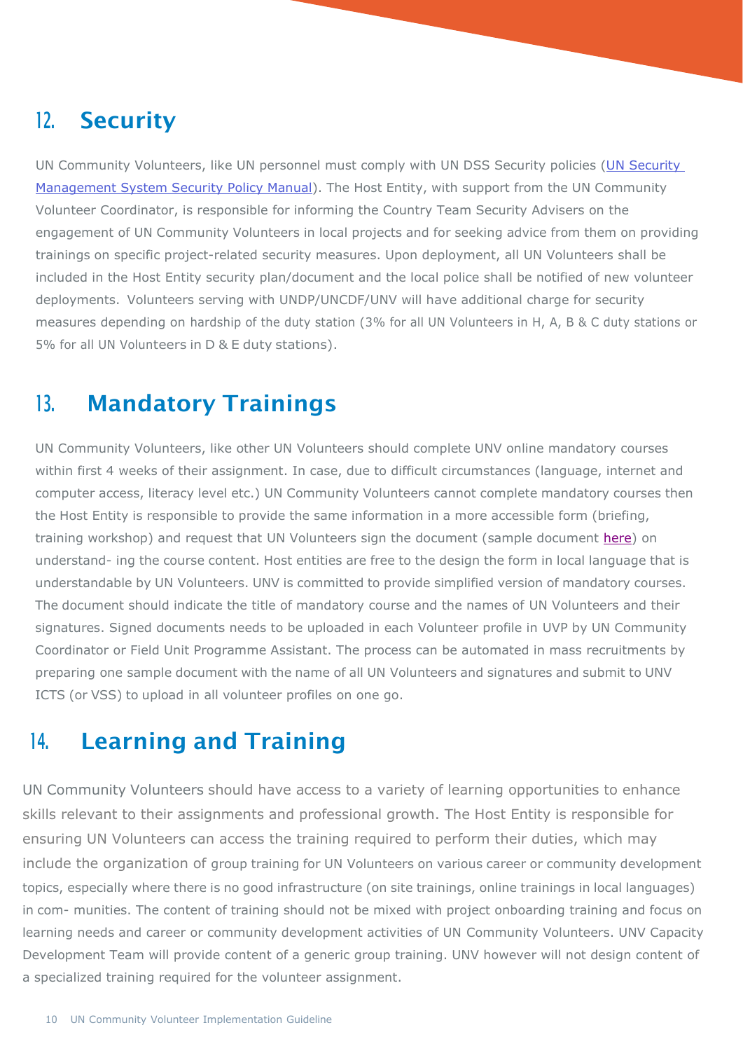## 12. Security

UN Community Volunteers, like UN personnel must comply with UN DSS Security policies ([UN Security Management System Security Policy Manual]). The Host Entity, with support from the UN Community Volunteer Coordinator, is responsible for informing the Country Team Security Advisers on the engagement of UN Community Volunteers in local projects and for seeking advice from them on providing trainings on specific project-related security measures. Upon deployment, all UN Volunteers shall be included in the Host Entity security plan/document and the local police shall be notified of new volunteer deployments. Volunteers serving with UNDP/UNCDF/UNV will have additional charge for security measures depending on hardship of the duty station (3% for all UN Volunteers in H, A, B & C duty stations or 5% for all UN Volunteers in D & E duty stations).

## 13. Mandatory Trainings

UN Community Volunteers, like other UN Volunteers should complete UNV online mandatory courses within first 4 weeks of their assignment. In case, due to difficult circumstances (language, internet and computer access, literacy level etc.) UN Community Volunteers cannot complete mandatory courses then the Host Entity is responsible to provide the same information in a more accessible form (briefing, training workshop) and request that UN Volunteers sign the document (sample document here) on understand- ing the course content. Host entities are free to the design the form in local language that is understandable by UN Volunteers. UNV is committed to provide simplified version of mandatory courses. The document should indicate the title of mandatory course and the names of UN Volunteers and their signatures. Signed documents needs to be uploaded in each Volunteer profile in UVP by UN Community Coordinator or Field Unit Programme Assistant. The process can be automated in mass recruitments by preparing one sample document with the name of all UN Volunteers and signatures and submit to UNV ICTS (or VSS) to upload in all volunteer profiles on one go.

## 14. Learning and Training

UN Community Volunteers should have access to a variety of learning opportunities to enhance skills relevant to their assignments and professional growth. The Host Entity is responsible for ensuring UN Volunteers can access the training required to perform their duties, which may include the organization of group training for UN Volunteers on various career or community development topics, especially where there is no good infrastructure (on site trainings, online trainings in local languages) in com- munities. The content of training should not be mixed with project onboarding training and focus on learning needs and career or community development activities of UN Community Volunteers. UNV Capacity Development Team will provide content of a generic group training. UNV however will not design content of a specialized training required for the volunteer assignment.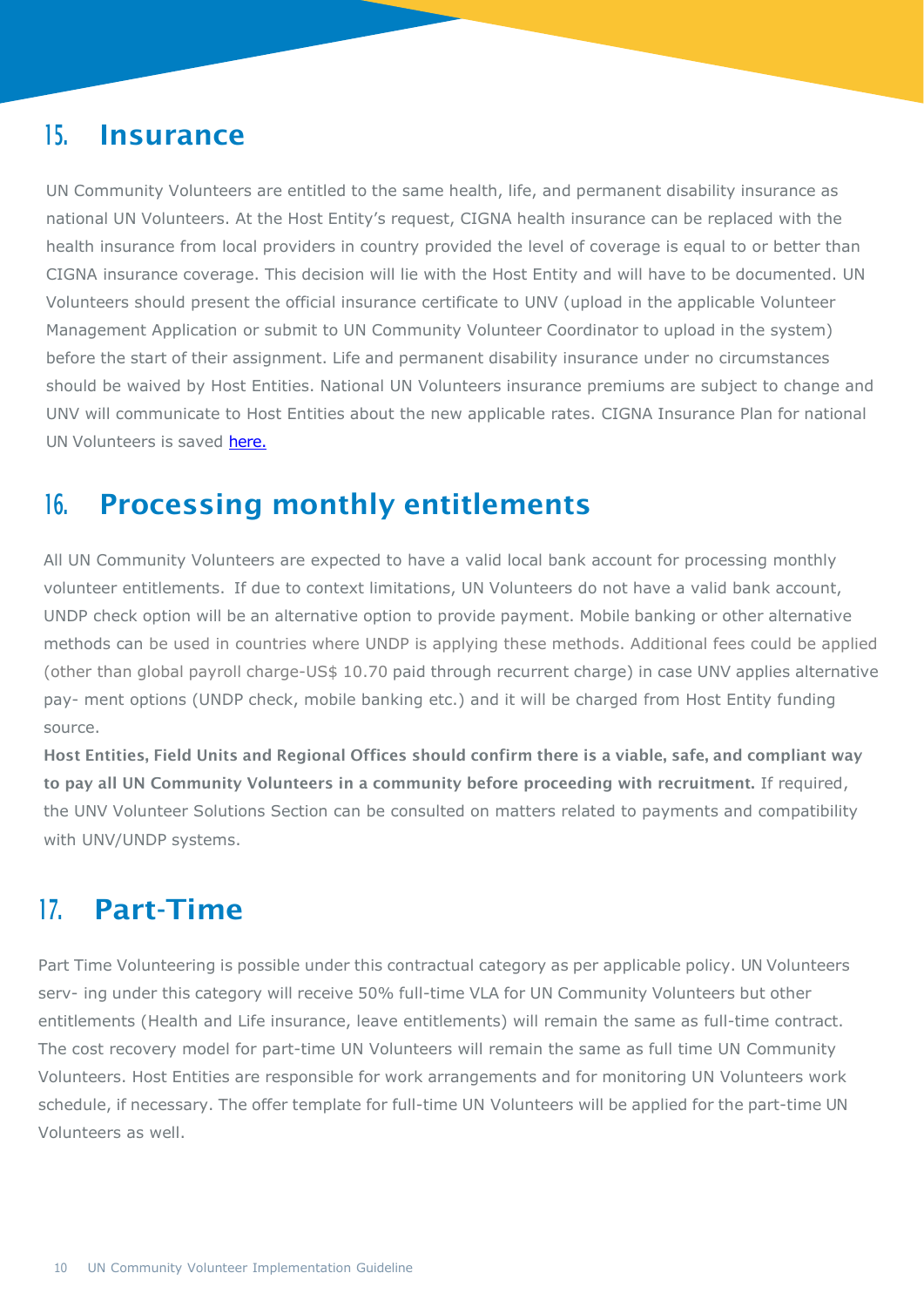## 15. Insurance

UN Community Volunteers are entitled to the same health, life, and permanent disability insurance as national UN Volunteers. At the Host Entity's request, CIGNA health insurance can be replaced with the health insurance from local providers in country provided the level of coverage is equal to or better than CIGNA insurance coverage. This decision will lie with the Host Entity and will have to be documented. UN Volunteers should present the official insurance certificate to UNV (upload in the applicable Volunteer Management Application or submit to UN Community Volunteer Coordinator to upload in the system) before the start of their assignment. Life and permanent disability insurance under no circumstances should be waived by Host Entities. National UN Volunteers insurance premiums are subject to change and UNV will communicate to Host Entities about the new applicable rates. CIGNA Insurance Plan for national UN Volunteers is saved here.

## 16. Processing monthly entitlements

All UN Community Volunteers are expected to have a valid local bank account for processing monthly volunteer entitlements. If due to context limitations, UN Volunteers do not have a valid bank account, UNDP check option will be an alternative option to provide payment. Mobile banking or other alternative methods can be used in countries where UNDP is applying these methods. Additional fees could be applied (other than global payroll charge-US$ 10.70 paid through recurrent charge) in case UNV applies alternative pay- ment options (UNDP check, mobile banking etc.) and it will be charged from Host Entity funding source.

**Host Entities, Field Units and Regional Offices should confirm there is a viable, safe, and compliant way to pay all UN Community Volunteers in a community before proceeding with recruitment.** If required, the UNV Volunteer Solutions Section can be consulted on matters related to payments and compatibility with UNV/UNDP systems.

## 17. Part-Time

Part Time Volunteering is possible under this contractual category as per applicable policy. UN Volunteers serv- ing under this category will receive 50% full-time VLA for UN Community Volunteers but other entitlements (Health and Life insurance, leave entitlements) will remain the same as full-time contract. The cost recovery model for part-time UN Volunteers will remain the same as full time UN Community Volunteers. Host Entities are responsible for work arrangements and for monitoring UN Volunteers work schedule, if necessary. The offer template for full-time UN Volunteers will be applied for the part-time UN Volunteers as well.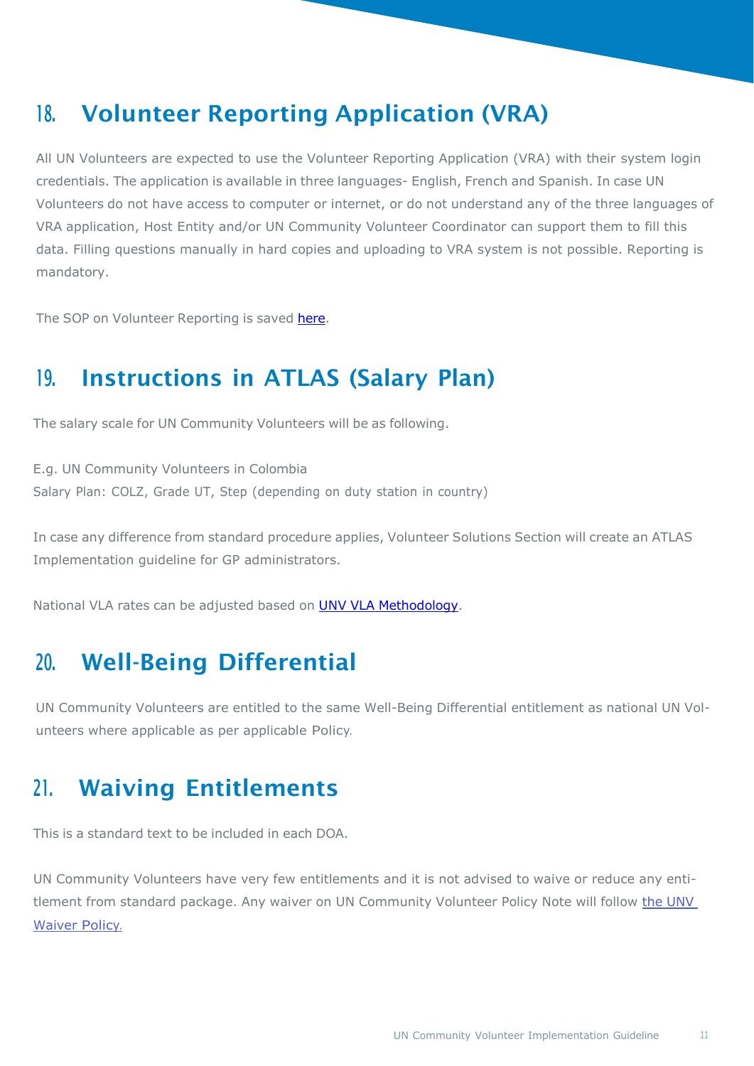## 18. Volunteer Reporting Application (VRA)

All UN Volunteers are expected to use the Volunteer Reporting Application (VRA) with their system login credentials. The application is available in three languages- English, French and Spanish. In case UN Volunteers do not have access to computer or internet, or do not understand any of the three languages of VRA application, Host Entity and/or UN Community Volunteer Coordinator can support them to fill this data. Filling questions manually in hard copies and uploading to VRA system is not possible. Reporting is mandatory.

The SOP on Volunteer Reporting is saved here.

## 19. Instructions in ATLAS (Salary Plan)

The salary scale for UN Community Volunteers will be as following.

E.g. UN Community Volunteers in Colombia
Salary Plan: COLZ, Grade UT, Step (depending on duty station in country)

In case any difference from standard procedure applies, Volunteer Solutions Section will create an ATLAS Implementation guideline for GP administrators.

National VLA rates can be adjusted based on UNV VLA Methodology.

## 20. Well-Being Differential

UN Community Volunteers are entitled to the same Well-Being Differential entitlement as national UN Volunteers where applicable as per applicable Policy.

## 21. Waiving Entitlements

This is a standard text to be included in each DOA.

UN Community Volunteers have very few entitlements and it is not advised to waive or reduce any entitlement from standard package. Any waiver on UN Community Volunteer Policy Note will follow the UNV Waiver Policy.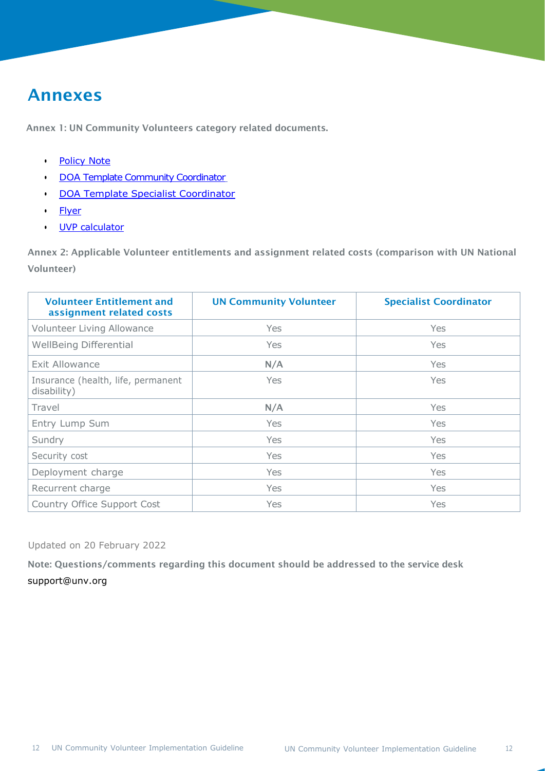# Annexes

**Annex 1: UN Community Volunteers category related documents.**

- Policy Note
- DOA Template Community Coordinator
- DOA Template Specialist Coordinator
- Flyer
- UVP calculator

**Annex 2: Applicable Volunteer entitlements and assignment related costs (comparison with UN National Volunteer)**

| Volunteer Entitlement and assignment related costs | UN Community Volunteer | Specialist Coordinator |
| --- | --- | --- |
| Volunteer Living Allowance | Yes | Yes |
| WellBeing Differential | Yes | Yes |
| Exit Allowance | N/A | Yes |
| Insurance (health, life, permanent disability) | Yes | Yes |
| Travel | N/A | Yes |
| Entry Lump Sum | Yes | Yes |
| Sundry | Yes | Yes |
| Security cost | Yes | Yes |
| Deployment charge | Yes | Yes |
| Recurrent charge | Yes | Yes |
| Country Office Support Cost | Yes | Yes |

Updated on 20 February 2022

**Note: Questions/comments regarding this document should be addressed to the service desk**
support@unv.org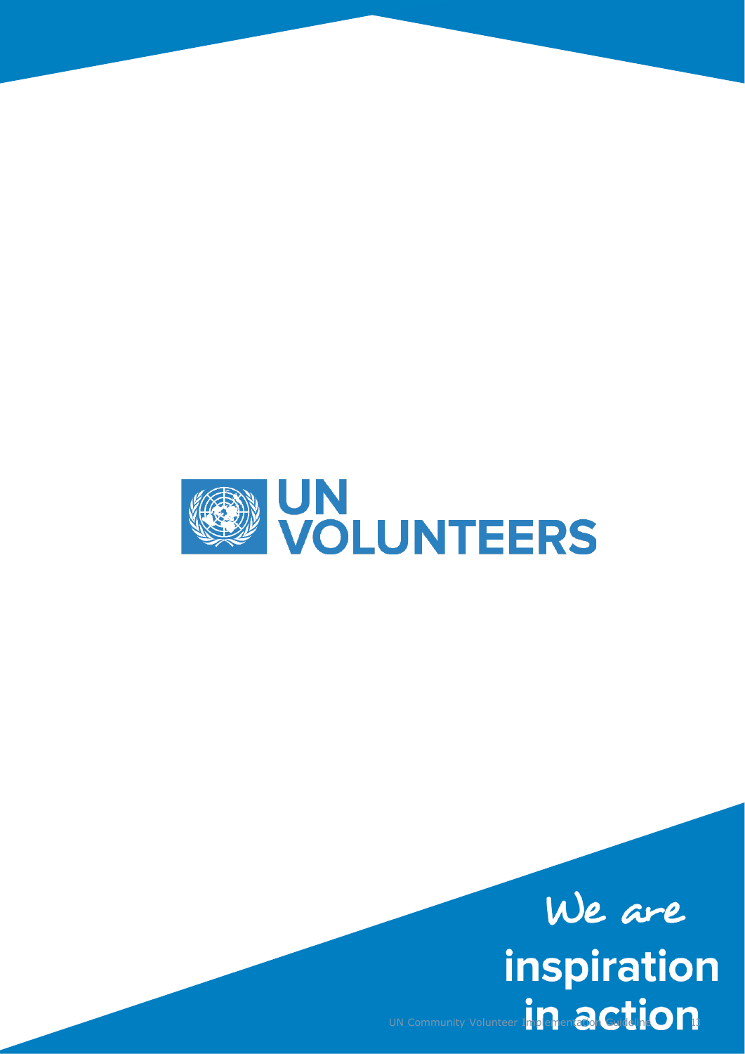UN VOLUNTEERS

We are

inspiration

in action